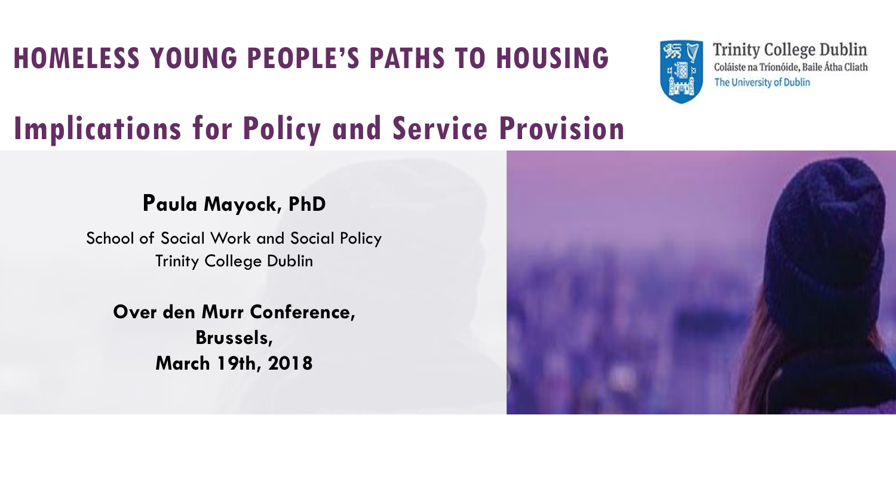# HOMELESS YOUNG PEOPLE'S PATHS TO HOUSING

Trinity College Dublin
Coláiste na Tríonóide, Baile Átha Cliath
The University of Dublin

## Implications for Policy and Service Provision

**Paula Mayock, PhD**

School of Social Work and Social Policy
Trinity College Dublin

**Over den Murr Conference,**
**Brussels,**
**March 19th, 2018**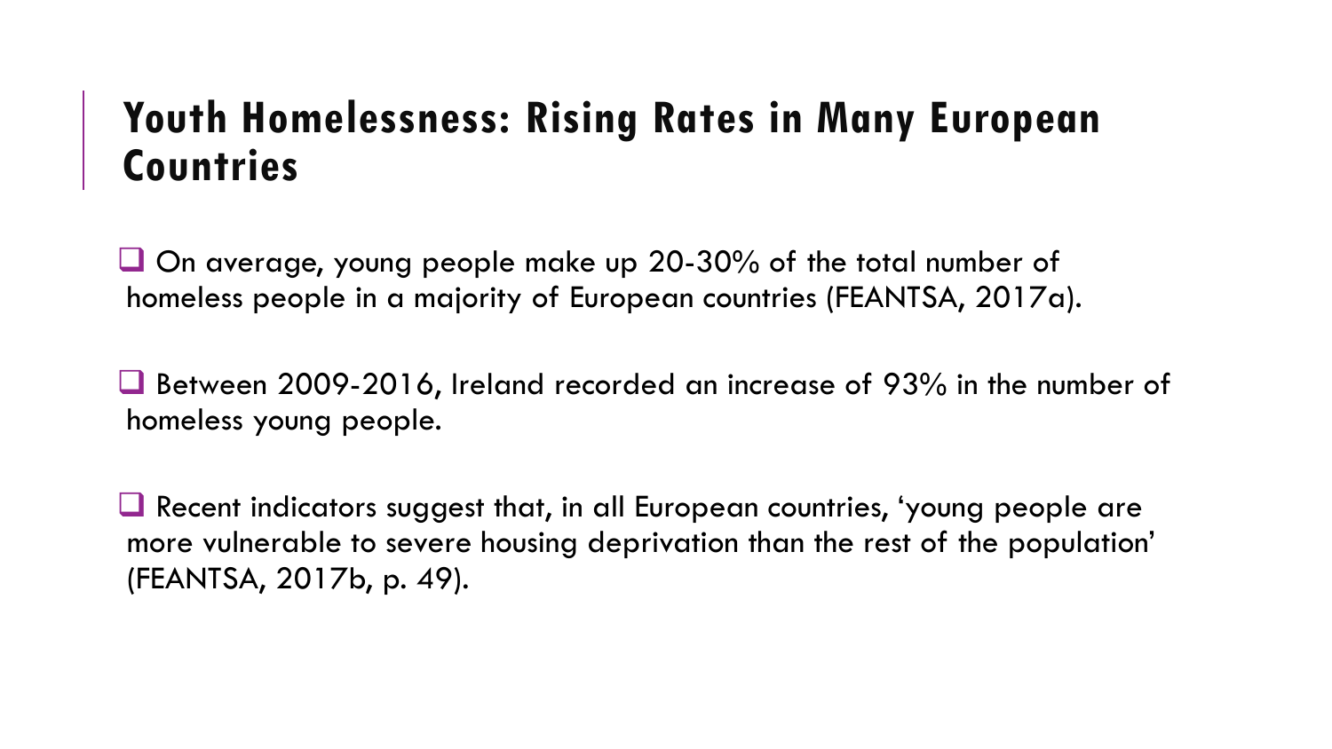## Youth Homelessness: Rising Rates in Many European Countries

- On average, young people make up 20-30% of the total number of homeless people in a majority of European countries (FEANTSA, 2017a).
- Between 2009-2016, Ireland recorded an increase of 93% in the number of homeless young people.
- Recent indicators suggest that, in all European countries, ‘young people are more vulnerable to severe housing deprivation than the rest of the population’ (FEANTSA, 2017b, p. 49).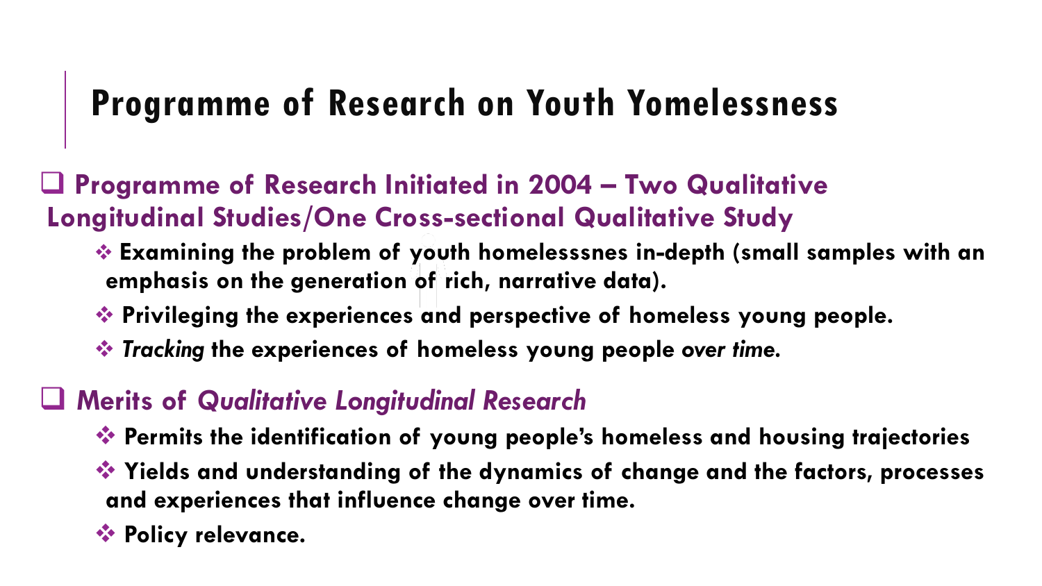# Programme of Research on Youth Yomelessness

- **Programme of Research Initiated in 2004 – Two Qualitative Longitudinal Studies/One Cross-sectional Qualitative Study**
  - **Examining the problem of youth homelesssnes in-depth (small samples with an emphasis on the generation of rich, narrative data).**
  - **Privileging the experiences and perspective of homeless young people.**
  - ***Tracking* the experiences of homeless young people *over time*.**
- **Merits of *Qualitative Longitudinal Research***
  - **Permits the identification of young people's homeless and housing trajectories**
  - **Yields and understanding of the dynamics of change and the factors, processes and experiences that influence change over time.**
  - **Policy relevance.**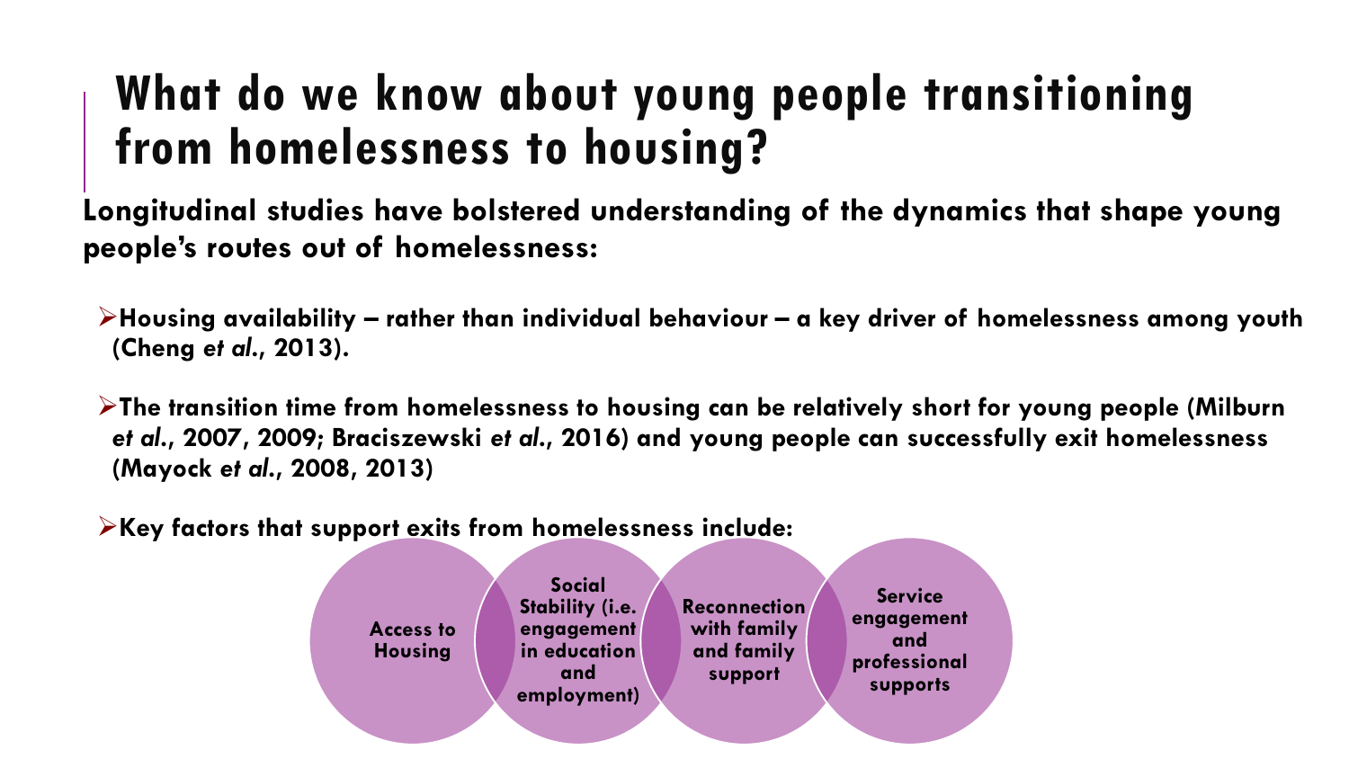# What do we know about young people transitioning from homelessness to housing?

**Longitudinal studies have bolstered understanding of the dynamics that shape young people's routes out of homelessness:**

- **Housing availability – rather than individual behaviour – a key driver of homelessness among youth (Cheng *et al.*, 2013).**
- **The transition time from homelessness to housing can be relatively short for young people (Milburn *et al.*, 2007, 2009; Braciszewski *et al.*, 2016) and young people can successfully exit homelessness (Mayock *et al.*, 2008, 2013)**
- **Key factors that support exits from homelessness include:**
  - **Access to Housing**
  - **Social Stability (i.e. engagement in education and employment)**
  - **Reconnection with family and family support**
  - **Service engagement and professional supports**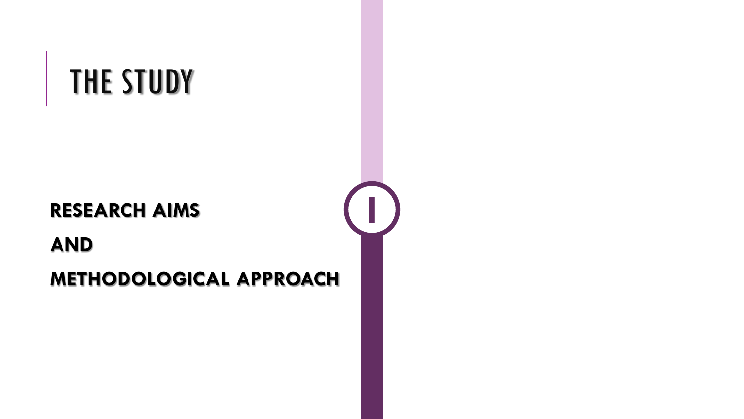# THE STUDY

**RESEARCH AIMS**

**AND**

**METHODOLOGICAL APPROACH**

I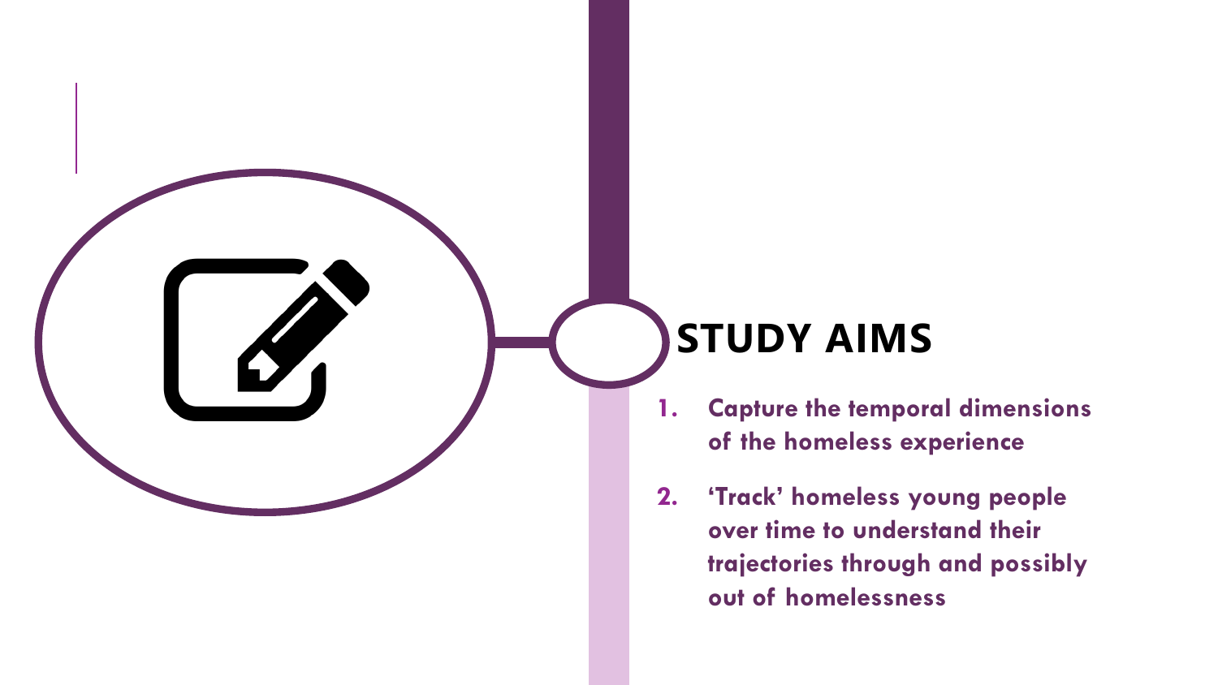# STUDY AIMS

1. **Capture the temporal dimensions of the homeless experience**
2. **'Track' homeless young people over time to understand their trajectories through and possibly out of homelessness**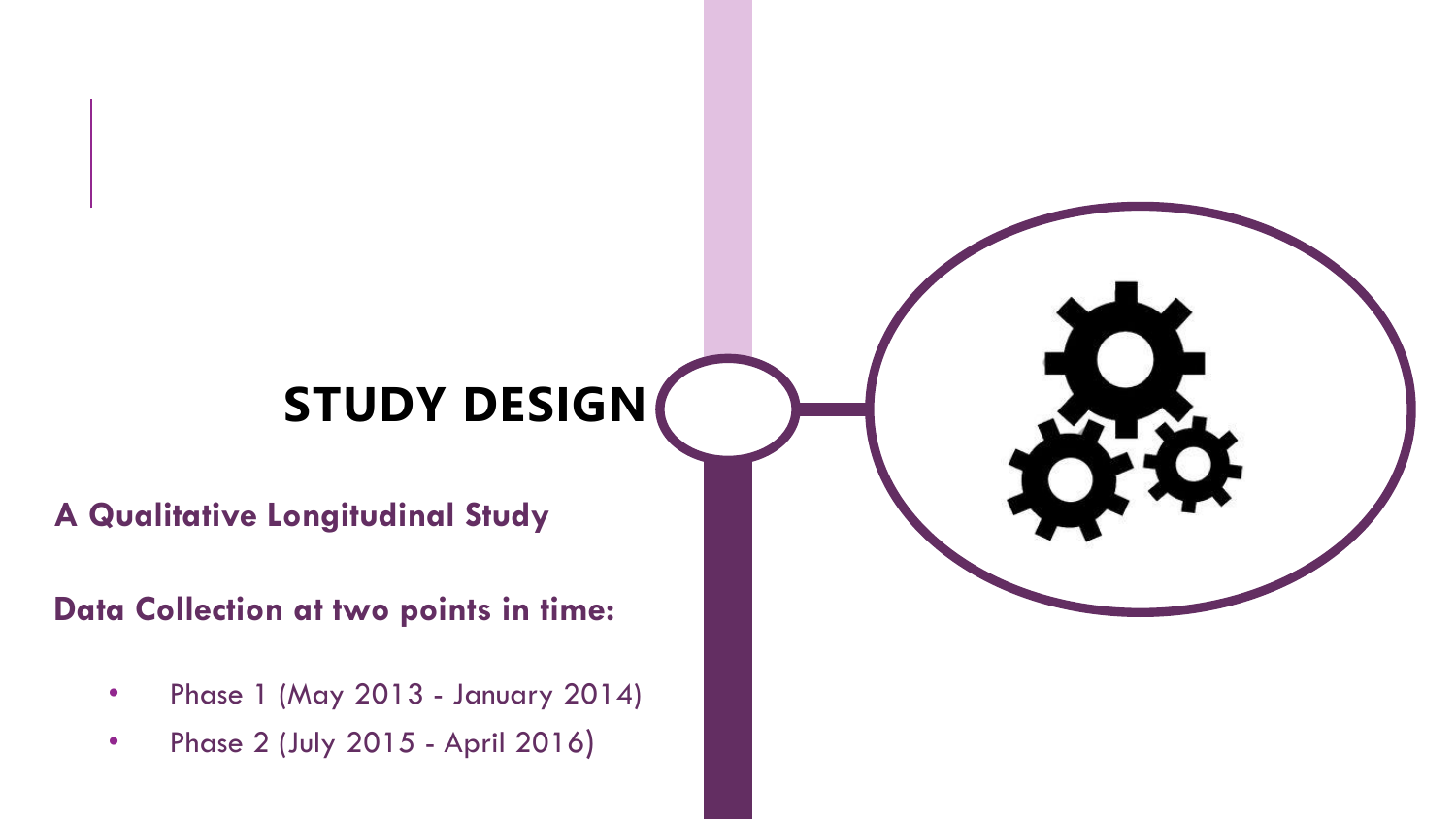# STUDY DESIGN

**A Qualitative Longitudinal Study**

**Data Collection at two points in time:**

- Phase 1 (May 2013 - January 2014)
- Phase 2 (July 2015 - April 2016)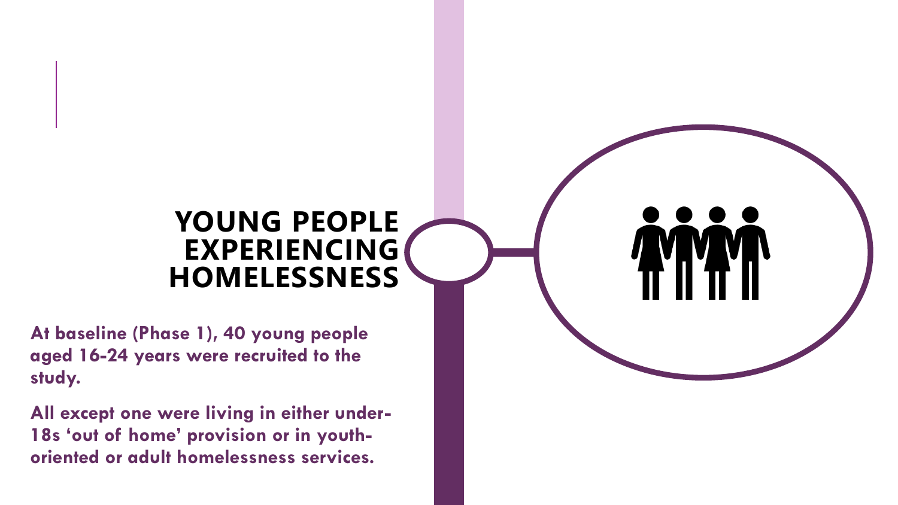# YOUNG PEOPLE EXPERIENCING HOMELESSNESS

**At baseline (Phase 1), 40 young people aged 16-24 years were recruited to the study.**

**All except one were living in either under-18s 'out of home' provision or in youth-oriented or adult homelessness services.**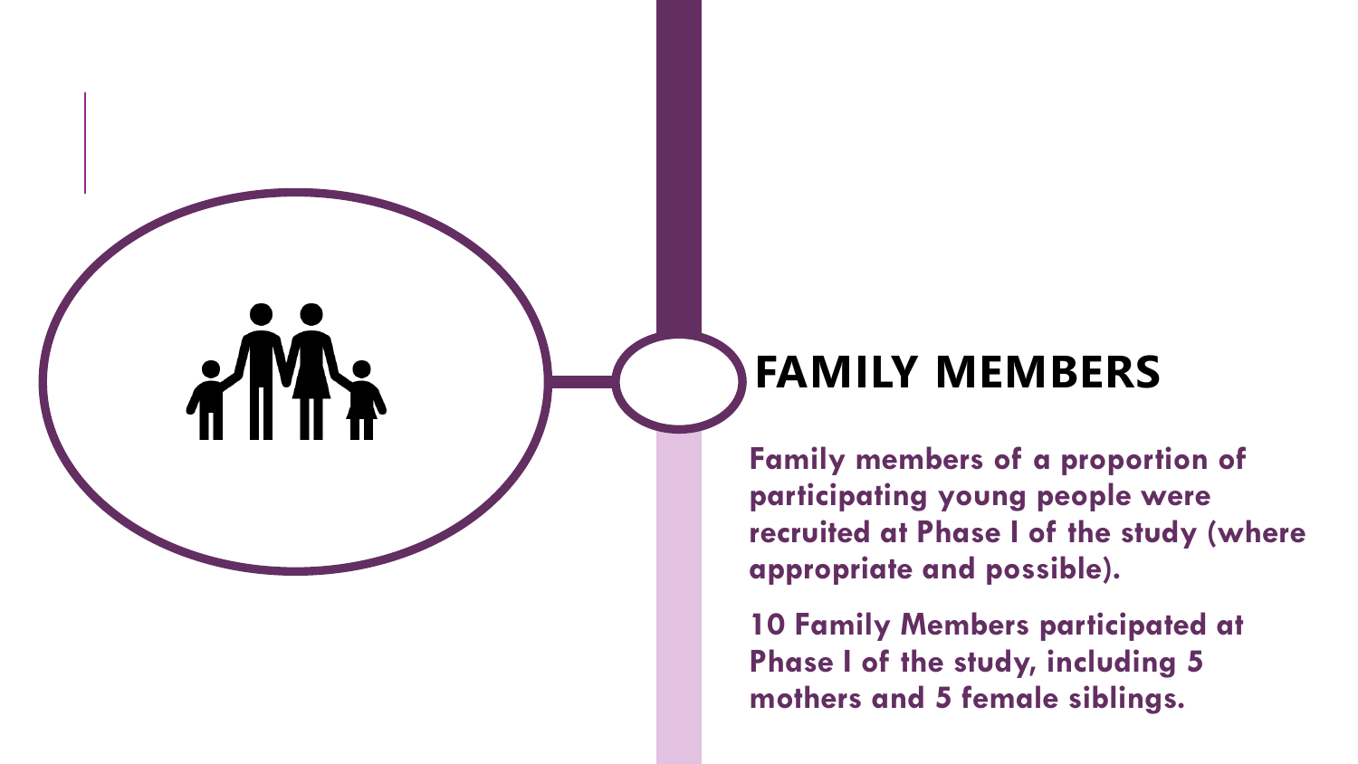# FAMILY MEMBERS

**Family members of a proportion of participating young people were recruited at Phase I of the study (where appropriate and possible).**

**10 Family Members participated at Phase I of the study, including 5 mothers and 5 female siblings.**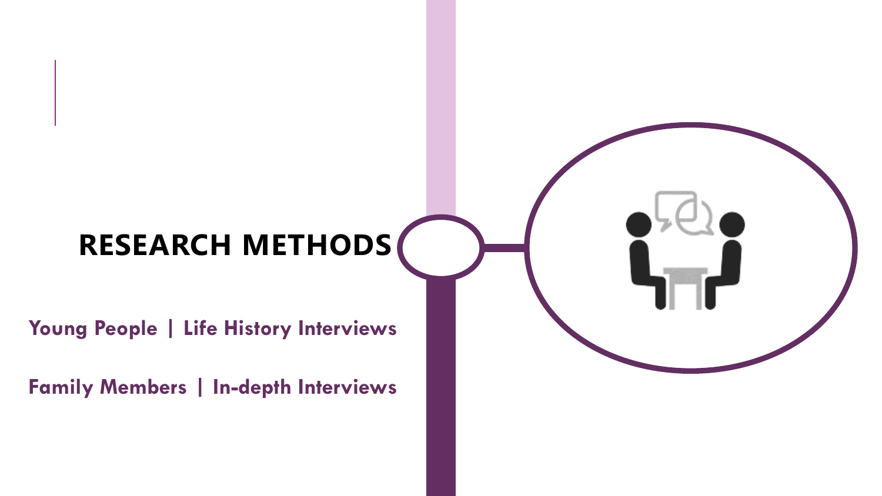# RESEARCH METHODS

**Young People | Life History Interviews**

**Family Members | In-depth Interviews**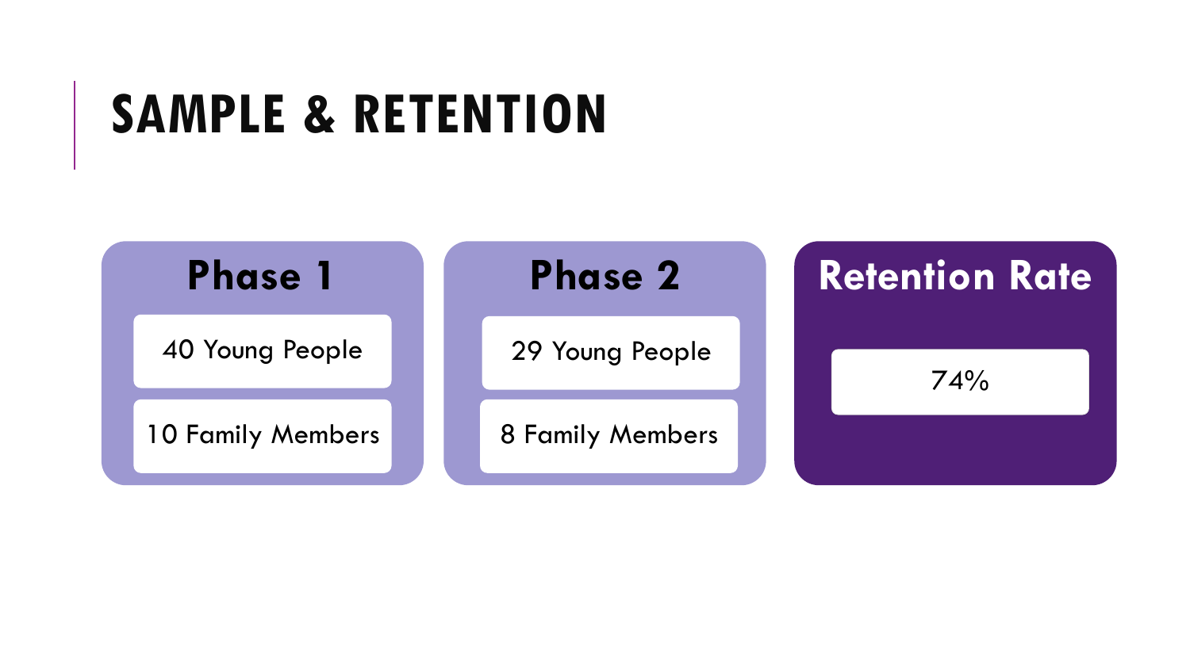# SAMPLE & RETENTION

## Phase 1

- 40 Young People
- 10 Family Members

## Phase 2

- 29 Young People
- 8 Family Members

## Retention Rate

- 74%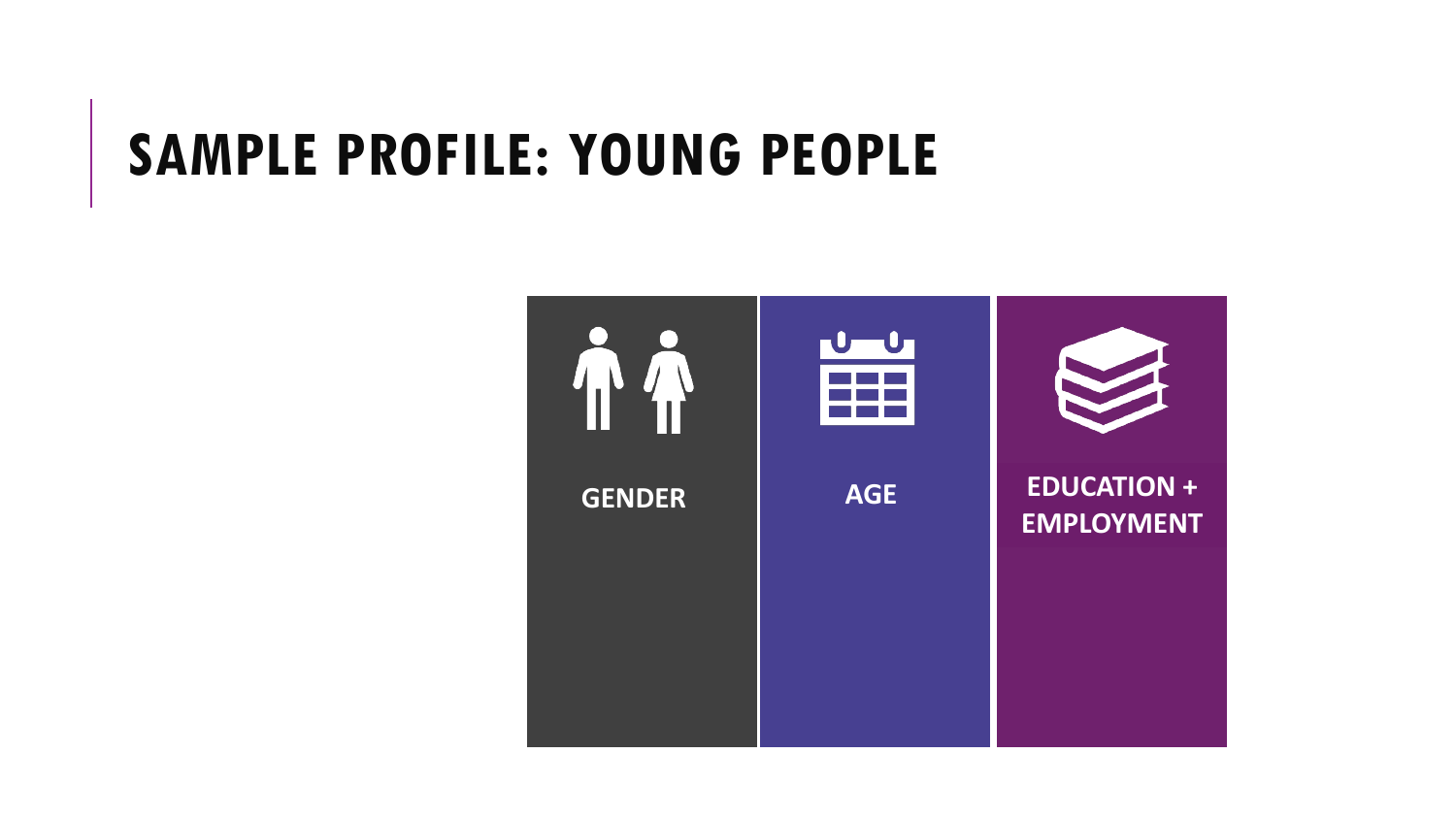# SAMPLE PROFILE: YOUNG PEOPLE

**GENDER**

**AGE**

**EDUCATION + EMPLOYMENT**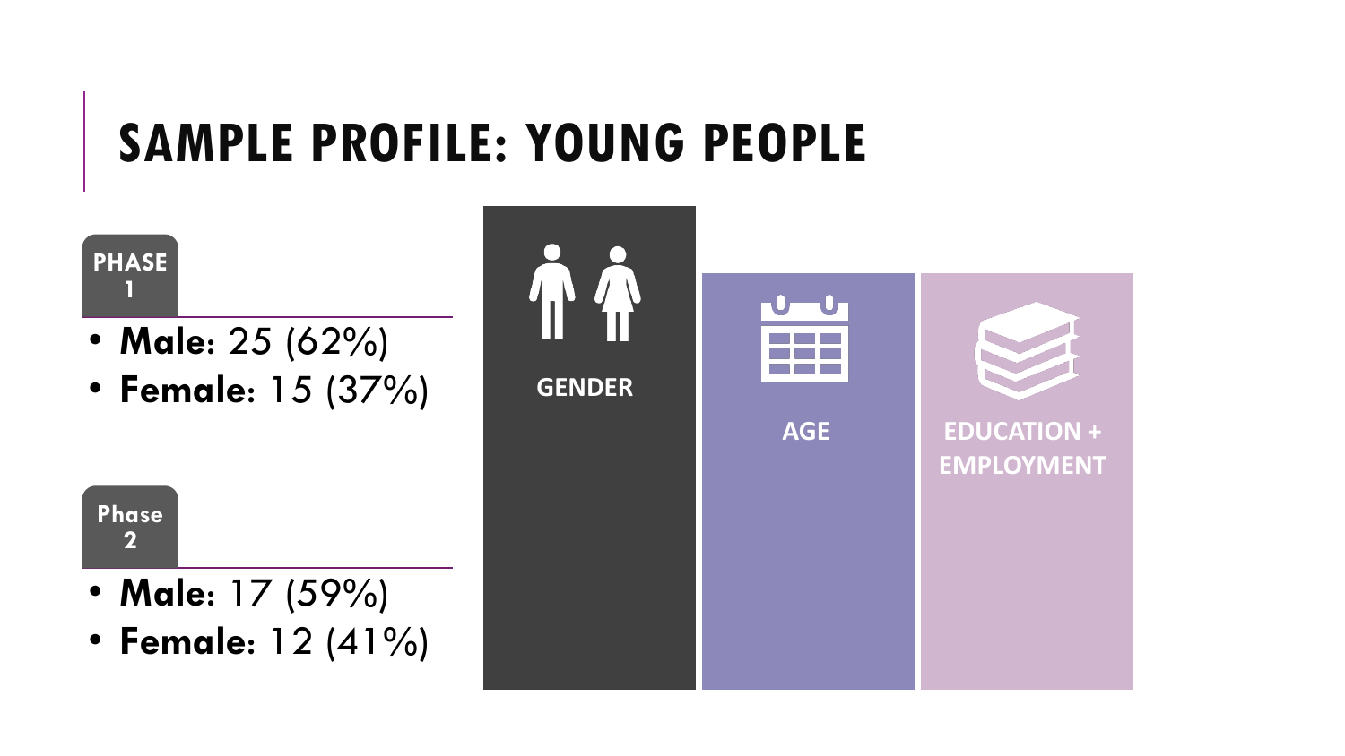# SAMPLE PROFILE: YOUNG PEOPLE

**PHASE 1**

- **Male**: 25 (62%)
- **Female**: 15 (37%)

**Phase 2**

- **Male**: 17 (59%)
- **Female**: 12 (41%)

**GENDER**

**AGE**

**EDUCATION + EMPLOYMENT**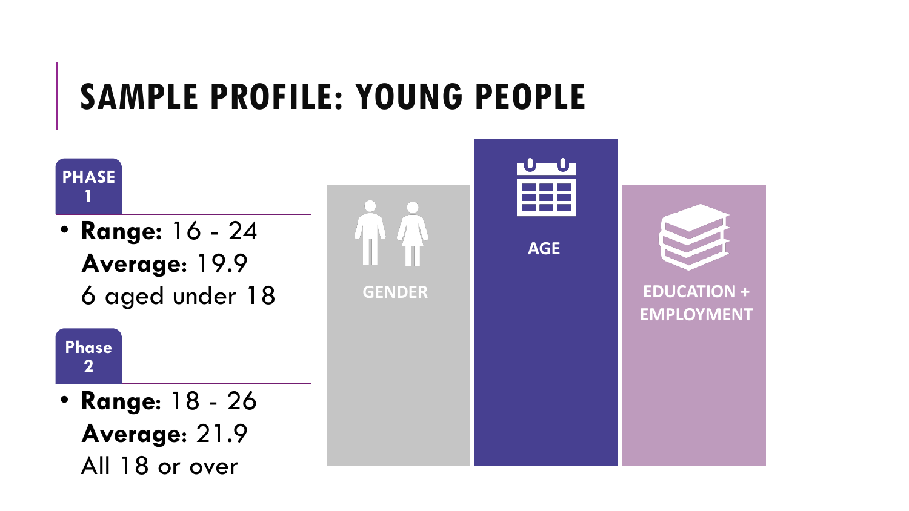# SAMPLE PROFILE: YOUNG PEOPLE

**PHASE 1**

- **Range:** 16 - 24
  **Average:** 19.9
  6 aged under 18

**Phase 2**

- **Range:** 18 - 26
  **Average:** 21.9
  All 18 or over

GENDER

AGE

EDUCATION + EMPLOYMENT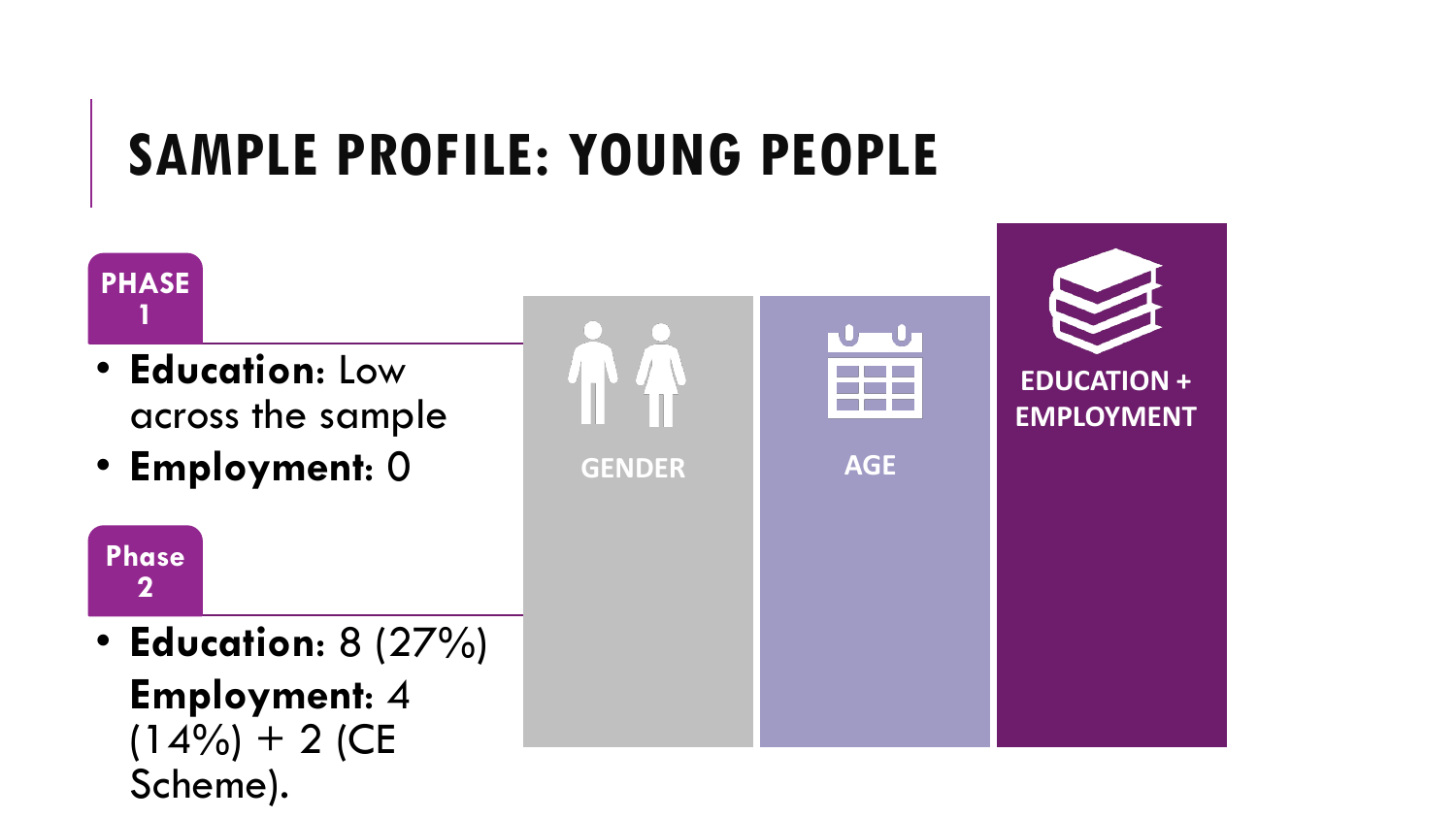# SAMPLE PROFILE: YOUNG PEOPLE

**PHASE 1**

- **Education**: Low across the sample
- **Employment**: 0

**Phase 2**

- **Education**: 8 (27%) **Employment**: 4 (14%) + 2 (CE Scheme).

GENDER

AGE

EDUCATION + EMPLOYMENT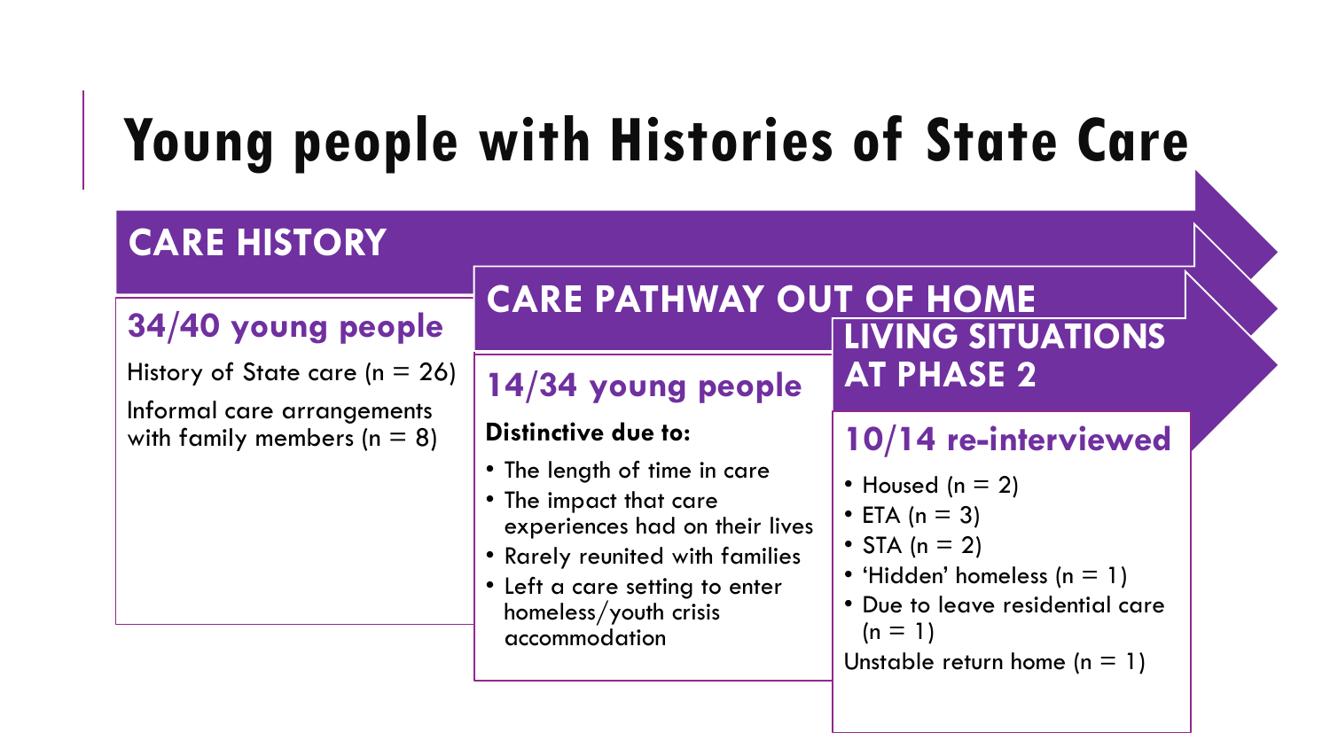# Young people with Histories of State Care

## CARE HISTORY

### 34/40 young people

History of State care (n = 26)

Informal care arrangements with family members (n = 8)

## CARE PATHWAY OUT OF HOME

### 14/34 young people

**Distinctive due to:**

- The length of time in care
- The impact that care experiences had on their lives
- Rarely reunited with families
- Left a care setting to enter homeless/youth crisis accommodation

## LIVING SITUATIONS AT PHASE 2

### 10/14 re-interviewed

- Housed (n = 2)
- ETA (n = 3)
- STA (n = 2)
- 'Hidden' homeless (n = 1)
- Due to leave residential care (n = 1)

Unstable return home (n = 1)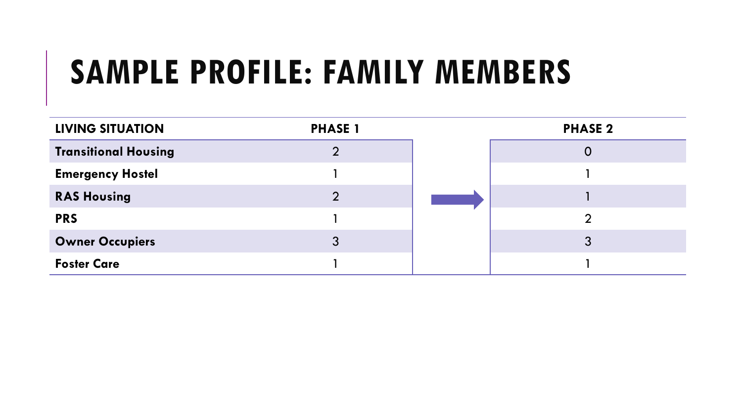# SAMPLE PROFILE: FAMILY MEMBERS

| LIVING SITUATION | PHASE 1 | | PHASE 2 |
|---|---|---|---|
| **Transitional Housing** | 2 | | 0 |
| **Emergency Hostel** | 1 | | 1 |
| **RAS Housing** | 2 | → | 1 |
| **PRS** | 1 | | 2 |
| **Owner Occupiers** | 3 | | 3 |
| **Foster Care** | 1 | | 1 |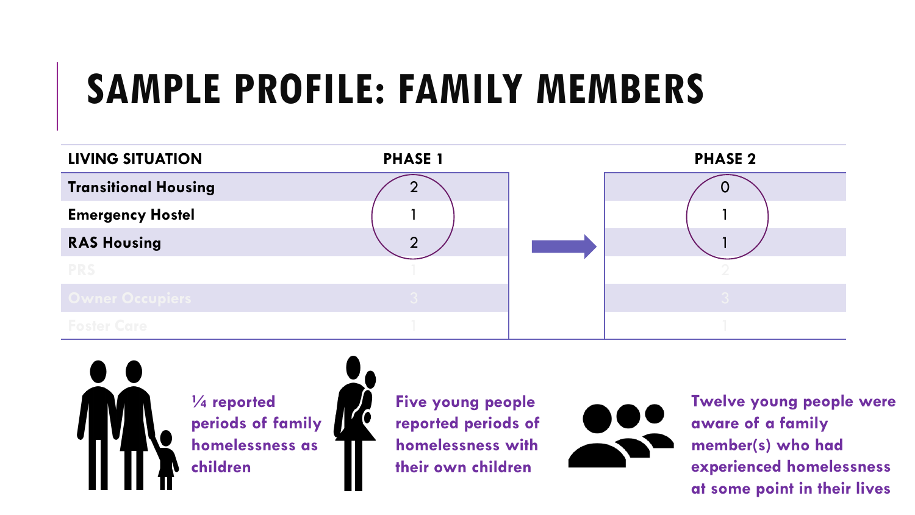# SAMPLE PROFILE: FAMILY MEMBERS

| LIVING SITUATION | PHASE 1 | PHASE 2 |
|---|---|---|
| **Transitional Housing** | 2 | 0 |
| **Emergency Hostel** | 1 | 1 |
| **RAS Housing** | 2 | 1 |
| PRS | 1 | 2 |
| Owner Occupiers | 3 | 3 |
| Foster Care | 1 | 1 |

**¼ reported periods of family homelessness as children**

**Five young people reported periods of homelessness with their own children**

**Twelve young people were aware of a family member(s) who had experienced homelessness at some point in their lives**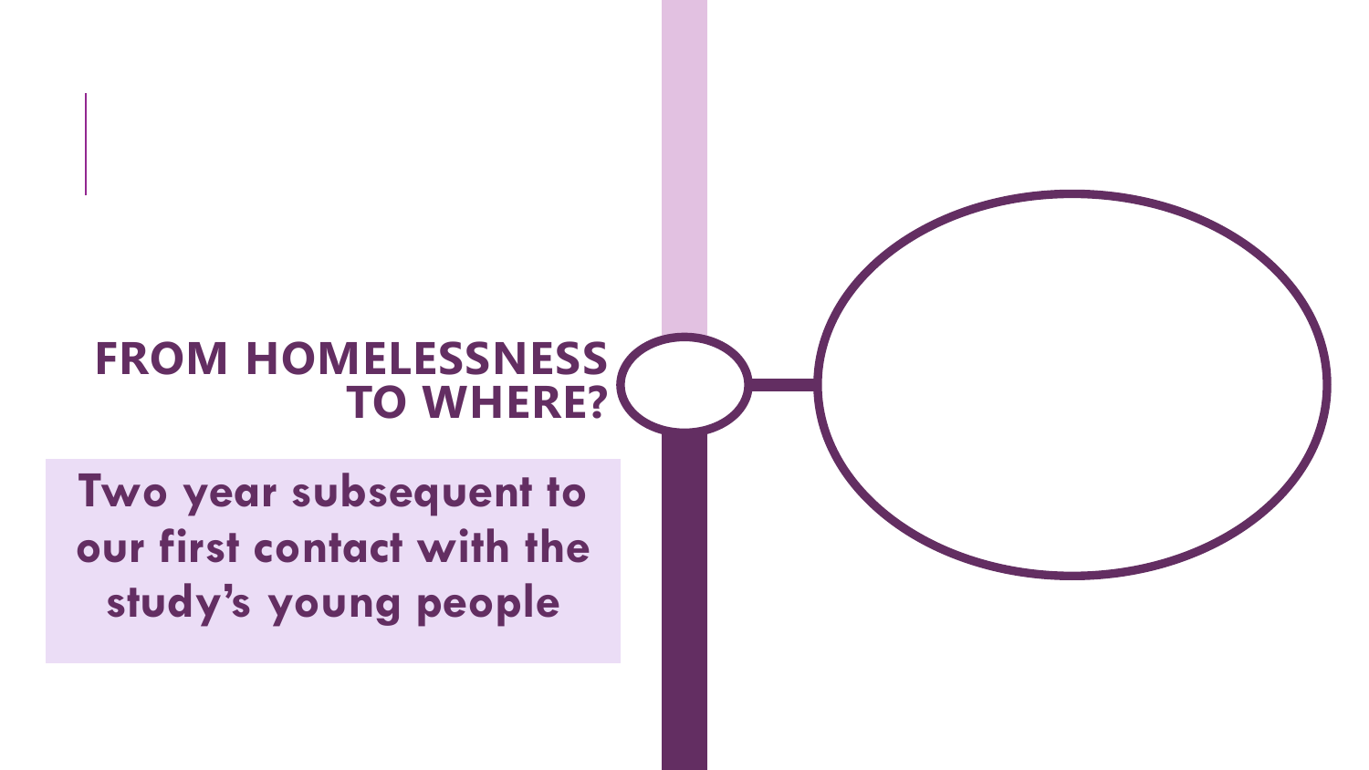# FROM HOMELESSNESS TO WHERE?

**Two year subsequent to our first contact with the study's young people**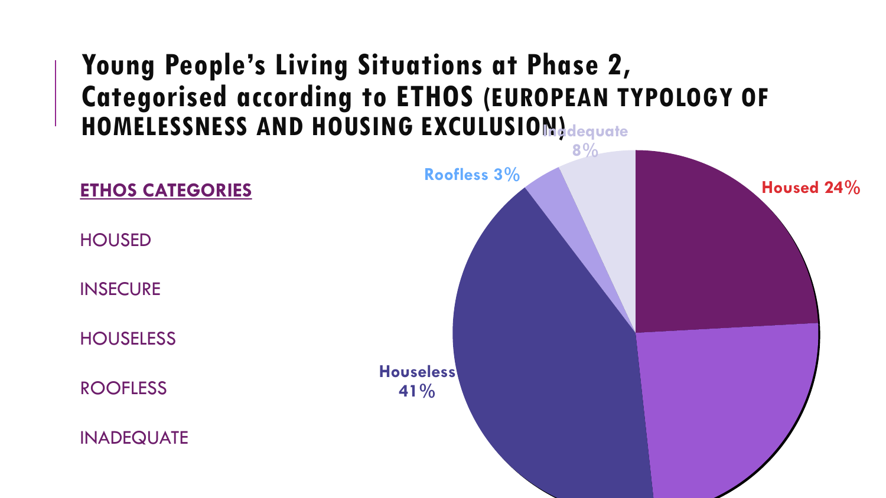# Young People's Living Situations at Phase 2, Categorised according to ETHOS (EUROPEAN TYPOLOGY OF HOMELESSNESS AND HOUSING EXCULUSION)

**ETHOS CATEGORIES**

HOUSED

INSECURE

HOUSELESS

ROOFLESS

INADEQUATE

Housed 24%

Houseless 41%

Roofless 3%

Inadequate 8%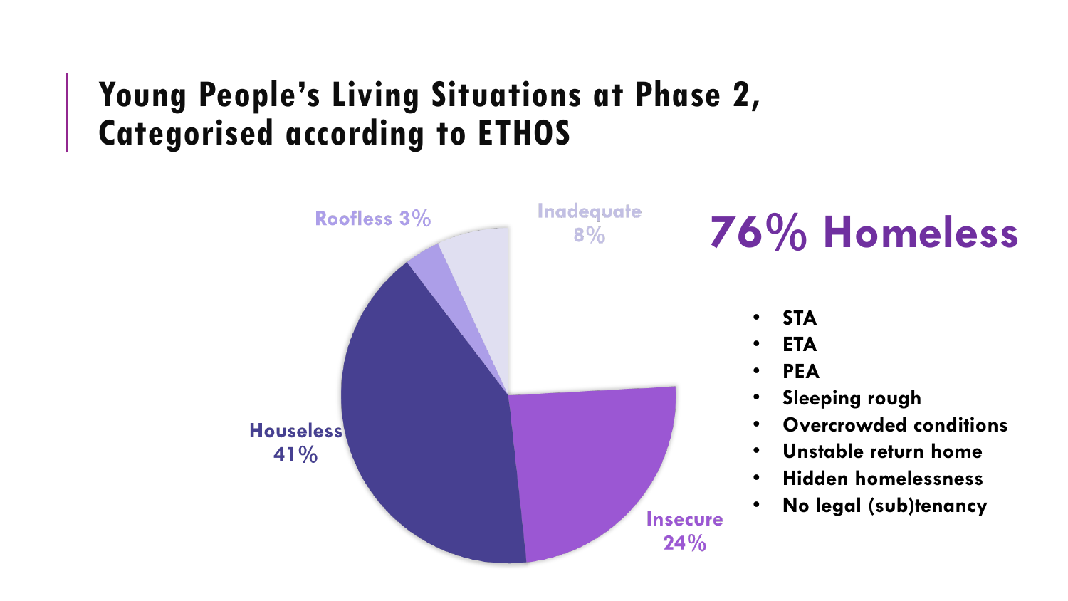# Young People's Living Situations at Phase 2, Categorised according to ETHOS

Roofless 3%

Inadequate 8%

Houseless 41%

Insecure 24%

## 76% Homeless

- STA
- ETA
- PEA
- Sleeping rough
- Overcrowded conditions
- Unstable return home
- Hidden homelessness
- No legal (sub)tenancy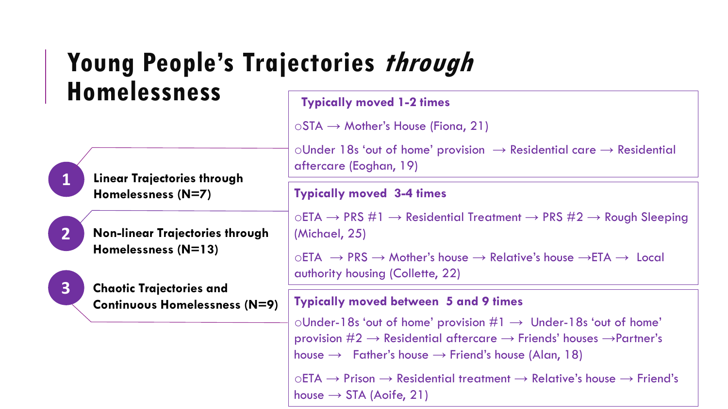# Young People's Trajectories *through* Homelessness

**1 Linear Trajectories through Homelessness (N=7)**

**Typically moved 1-2 times**

- STA → Mother's House (Fiona, 21)
- Under 18s 'out of home' provision → Residential care → Residential aftercare (Eoghan, 19)

**2 Non-linear Trajectories through Homelessness (N=13)**

**Typically moved 3-4 times**

- ETA → PRS #1 → Residential Treatment → PRS #2 → Rough Sleeping (Michael, 25)
- ETA → PRS → Mother's house → Relative's house → ETA → Local authority housing (Collette, 22)

**3 Chaotic Trajectories and Continuous Homelessness (N=9)**

**Typically moved between 5 and 9 times**

- Under-18s 'out of home' provision #1 → Under-18s 'out of home' provision #2 → Residential aftercare → Friends' houses → Partner's house → Father's house → Friend's house (Alan, 18)
- ETA → Prison → Residential treatment → Relative's house → Friend's house → STA (Aoife, 21)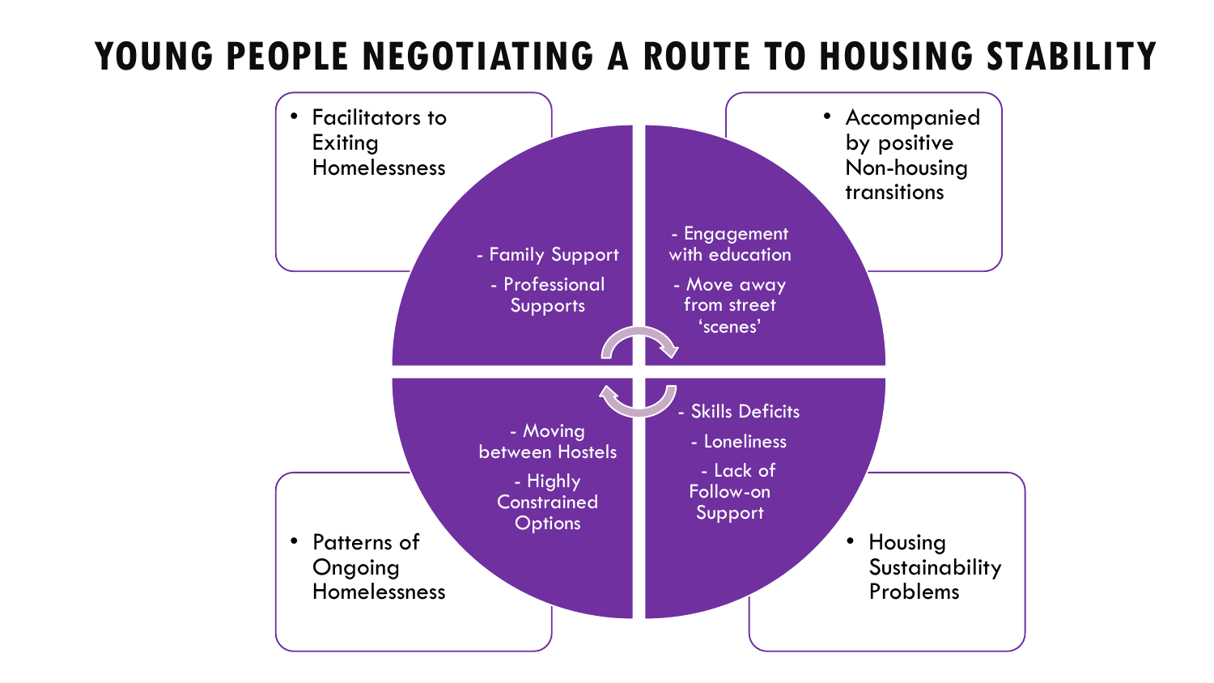# YOUNG PEOPLE NEGOTIATING A ROUTE TO HOUSING STABILITY

- Facilitators to Exiting Homelessness
  - Family Support
  - Professional Supports

- Accompanied by positive Non-housing transitions
  - Engagement with education
  - Move away from street 'scenes'

- Housing Sustainability Problems
  - Skills Deficits
  - Loneliness
  - Lack of Follow-on Support

- Patterns of Ongoing Homelessness
  - Moving between Hostels
  - Highly Constrained Options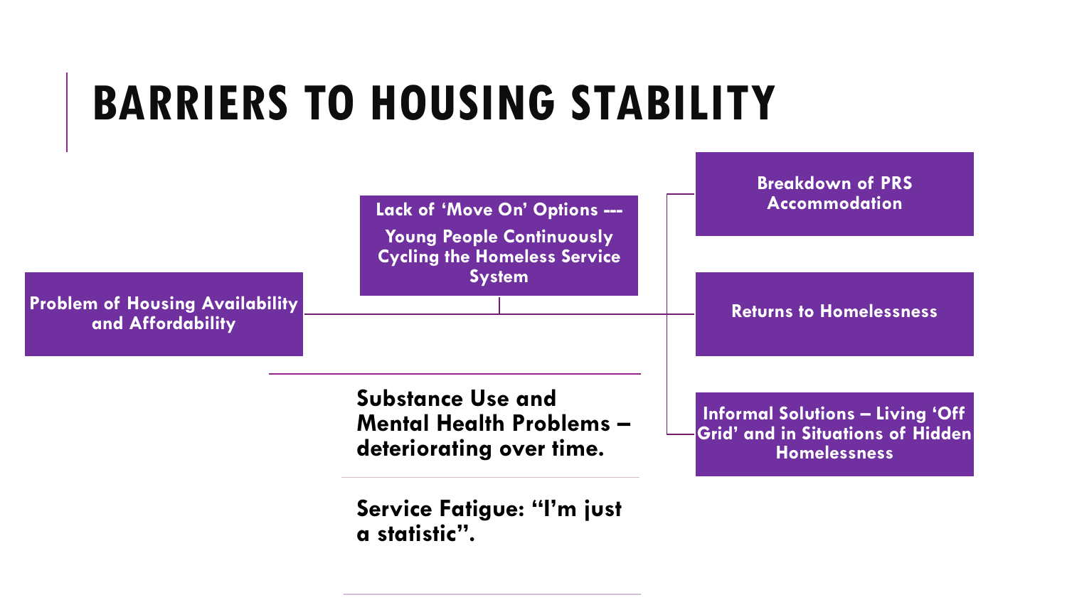# BARRIERS TO HOUSING STABILITY

**Problem of Housing Availability and Affordability**

**Lack of 'Move On' Options --- Young People Continuously Cycling the Homeless Service System**

**Breakdown of PRS Accommodation**

**Returns to Homelessness**

**Informal Solutions – Living 'Off Grid' and in Situations of Hidden Homelessness**

**Substance Use and Mental Health Problems – deteriorating over time.**

**Service Fatigue: "I'm just a statistic".**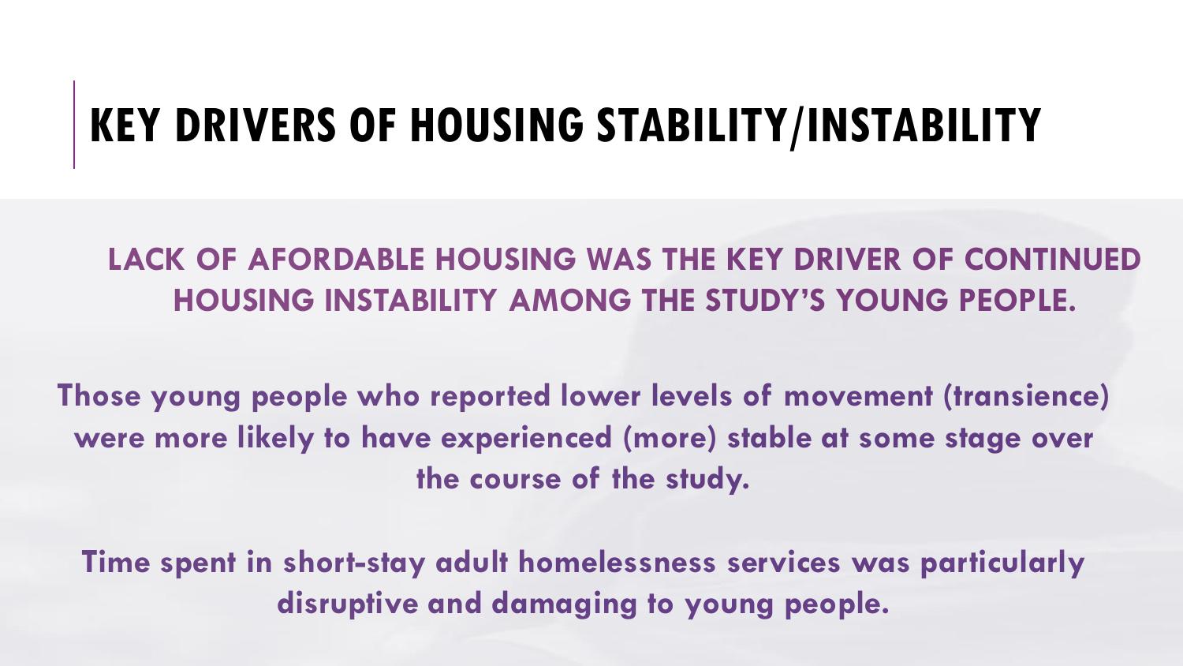# KEY DRIVERS OF HOUSING STABILITY/INSTABILITY

**LACK OF AFORDABLE HOUSING WAS THE KEY DRIVER OF CONTINUED HOUSING INSTABILITY AMONG THE STUDY'S YOUNG PEOPLE.**

**Those young people who reported lower levels of movement (transience) were more likely to have experienced (more) stable at some stage over the course of the study.**

**Time spent in short-stay adult homelessness services was particularly disruptive and damaging to young people.**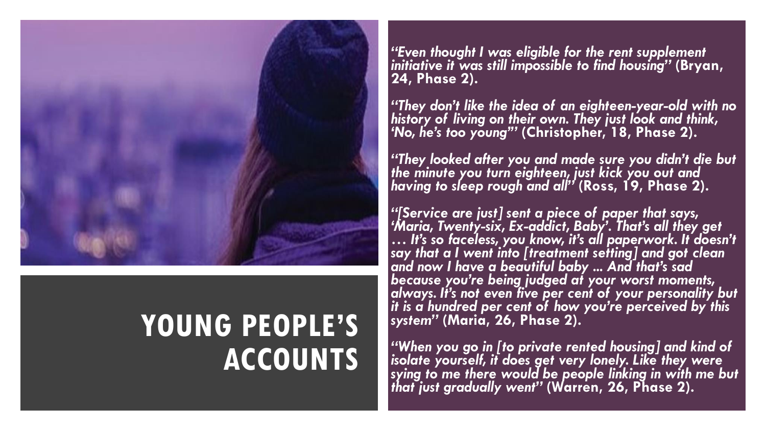# YOUNG PEOPLE'S ACCOUNTS

***"Even thought I was eligible for the rent supplement initiative it was still impossible to find housing"*** **(Bryan, 24, Phase 2).**

***"They don't like the idea of an eighteen-year-old with no history of living on their own. They just look and think, 'No, he's too young'"*** **(Christopher, 18, Phase 2).**

***"They looked after you and made sure you didn't die but the minute you turn eighteen, just kick you out and having to sleep rough and all"*** **(Ross, 19, Phase 2).**

***"[Service are just] sent a piece of paper that says, 'Maria, Twenty-six, Ex-addict, Baby'. That's all they get … It's so faceless, you know, it's all paperwork. It doesn't say that a I went into [treatment setting] and got clean and now I have a beautiful baby ... And that's sad because you're being judged at your worst moments, always. It's not even five per cent of your personality but it is a hundred per cent of how you're perceived by this system"*** **(Maria, 26, Phase 2).**

***"When you go in [to private rented housing] and kind of isolate yourself, it does get very lonely. Like they were sying to me there would be people linking in with me but that just gradually went"*** **(Warren, 26, Phase 2).**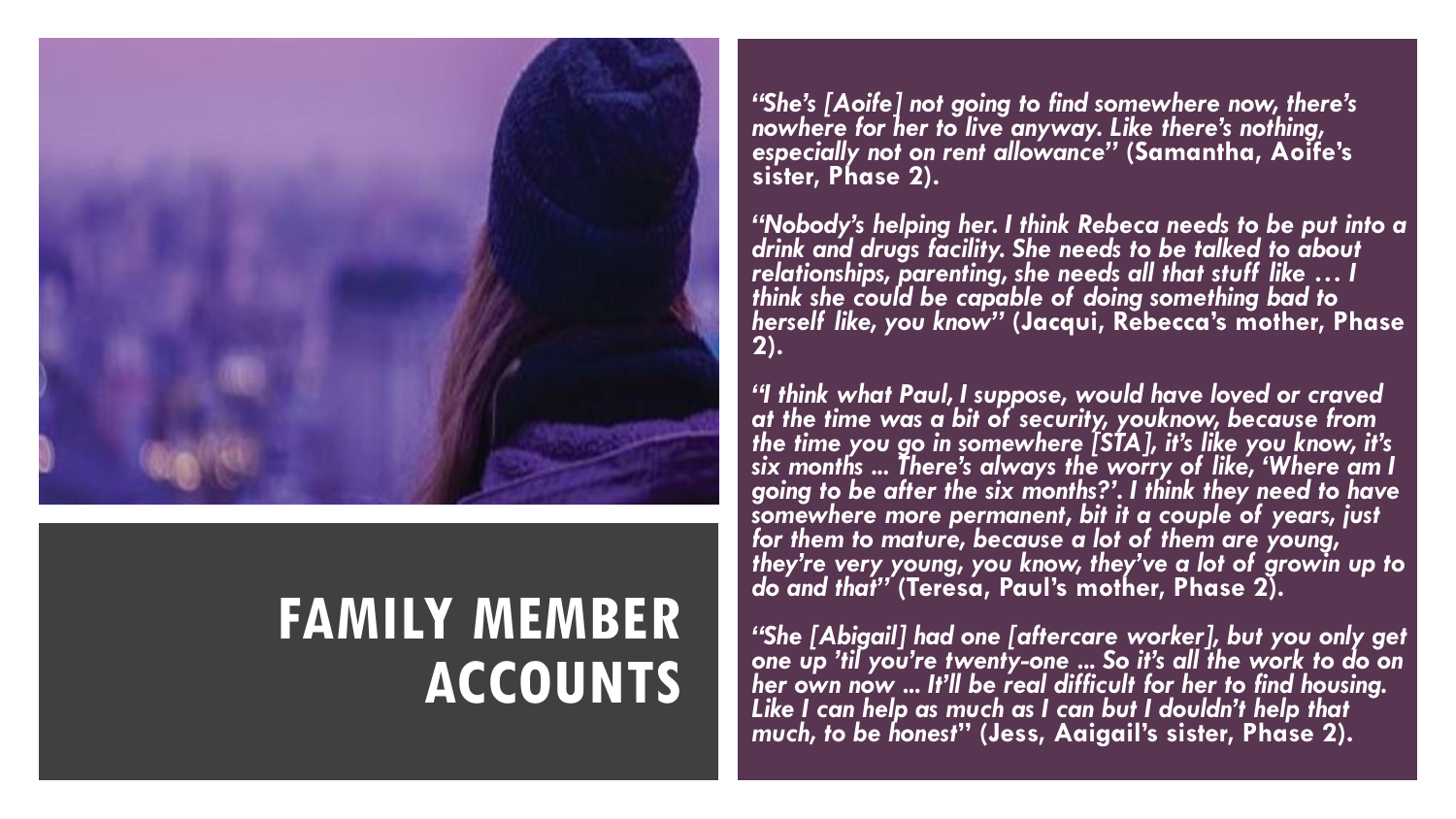# FAMILY MEMBER ACCOUNTS

*"She's [Aoife] not going to find somewhere now, there's nowhere for her to live anyway. Like there's nothing, especially not on rent allowance"* **(Samantha, Aoife's sister, Phase 2).**

*"Nobody's helping her. I think Rebeca needs to be put into a drink and drugs facility. She needs to be talked to about relationships, parenting, she needs all that stuff like … I think she could be capable of doing something bad to herself like, you know"* **(Jacqui, Rebecca's mother, Phase 2).**

*"I think what Paul, I suppose, would have loved or craved at the time was a bit of security, youknow, because from the time you go in somewhere [STA], it's like you know, it's six months ... There's always the worry of like, 'Where am I going to be after the six months?'. I think they need to have somewhere more permanent, bit it a couple of years, just for them to mature, because a lot of them are young, they're very young, you know, they've a lot of growin up to do and that"* **(Teresa, Paul's mother, Phase 2).**

*"She [Abigail] had one [aftercare worker], but you only get one up 'til you're twenty-one ... So it's all the work to do on her own now ... It'll be real difficult for her to find housing. Like I can help as much as I can but I douldn't help that much, to be honest"* **(Jess, Aaigail's sister, Phase 2).**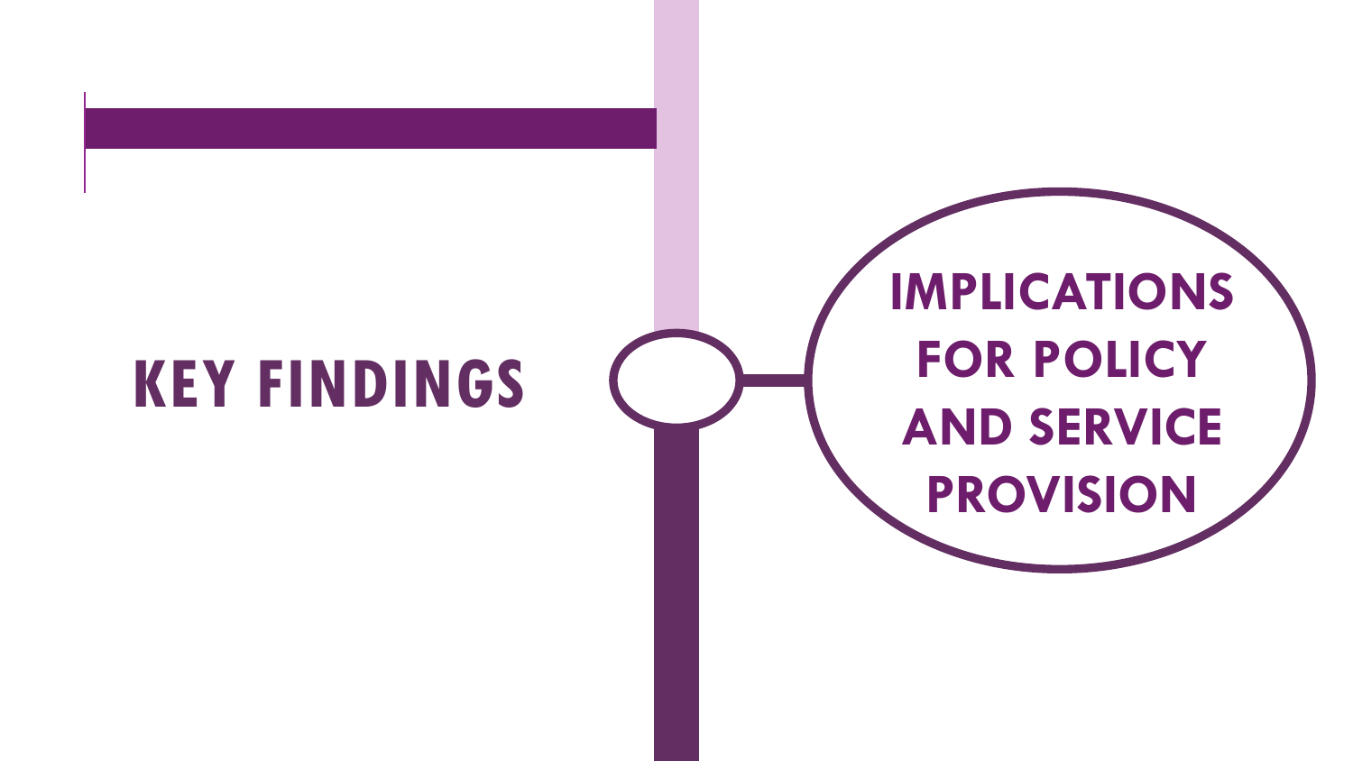# KEY FINDINGS

## IMPLICATIONS FOR POLICY AND SERVICE PROVISION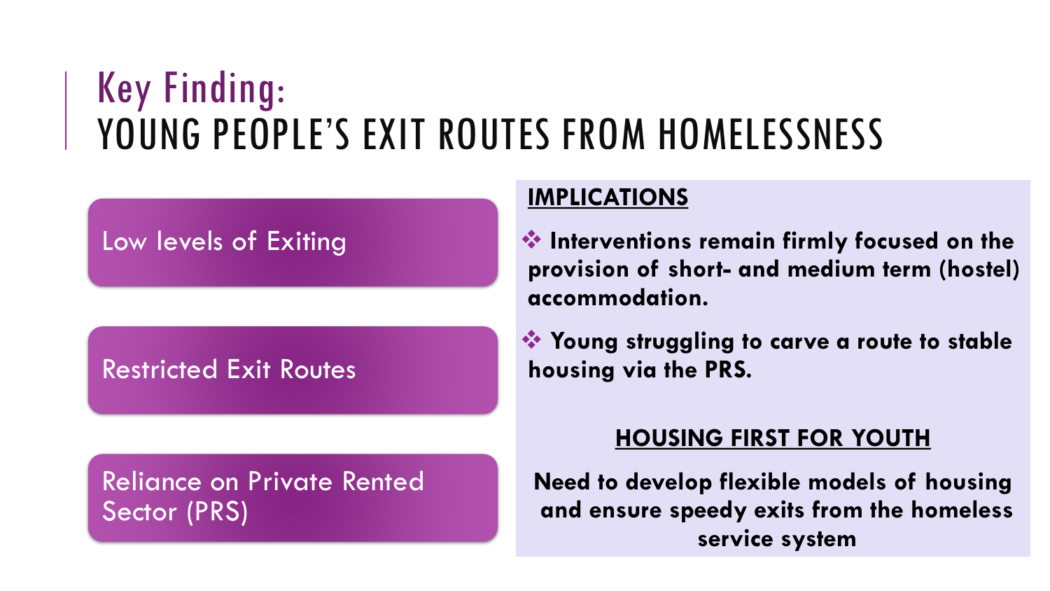# Key Finding:
# YOUNG PEOPLE'S EXIT ROUTES FROM HOMELESSNESS

- Low levels of Exiting
- Restricted Exit Routes
- Reliance on Private Rented Sector (PRS)

**IMPLICATIONS**

- **Interventions remain firmly focused on the provision of short- and medium term (hostel) accommodation.**
- **Young struggling to carve a route to stable housing via the PRS.**

**HOUSING FIRST FOR YOUTH**

**Need to develop flexible models of housing and ensure speedy exits from the homeless service system**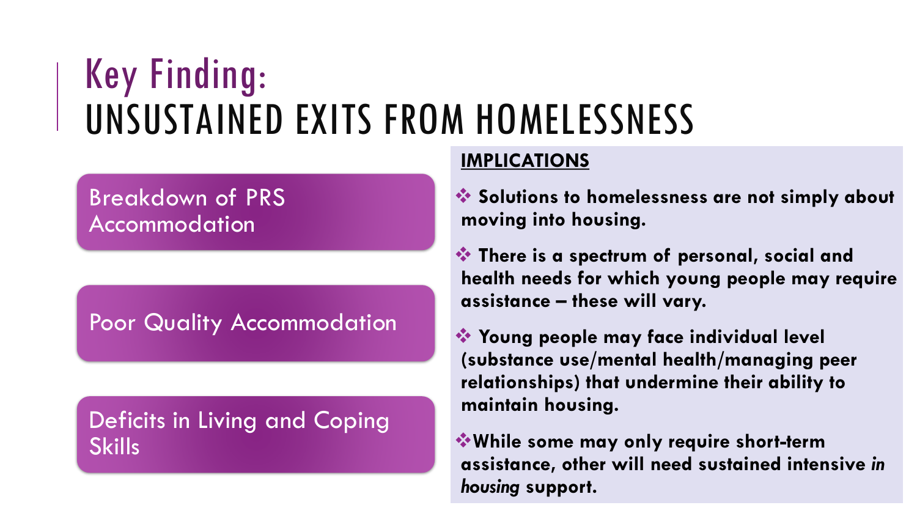# Key Finding:
# UNSUSTAINED EXITS FROM HOMELESSNESS

- Breakdown of PRS Accommodation
- Poor Quality Accommodation
- Deficits in Living and Coping Skills

**IMPLICATIONS**

- **Solutions to homelessness are not simply about moving into housing.**
- **There is a spectrum of personal, social and health needs for which young people may require assistance – these will vary.**
- **Young people may face individual level (substance use/mental health/managing peer relationships) that undermine their ability to maintain housing.**
- **While some may only require short-term assistance, other will need sustained intensive *in housing* support.**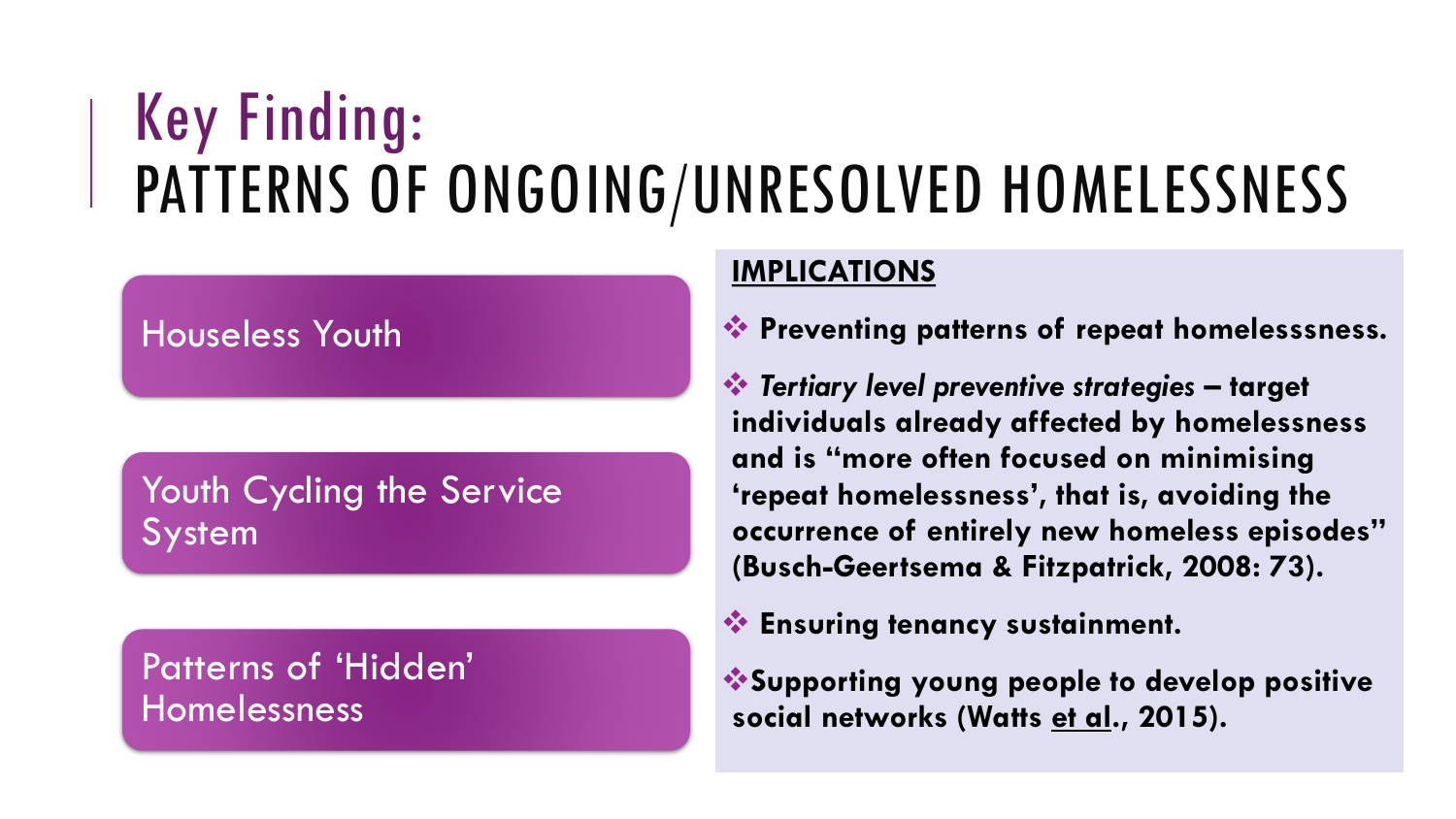# Key Finding: PATTERNS OF ONGOING/UNRESOLVED HOMELESSNESS

- Houseless Youth
- Youth Cycling the Service System
- Patterns of 'Hidden' Homelessness

**IMPLICATIONS**

- **Preventing patterns of repeat homelesssness.**
- ***Tertiary level preventive strategies*** **– target individuals already affected by homelessness and is "more often focused on minimising 'repeat homelessness', that is, avoiding the occurrence of entirely new homeless episodes" (Busch-Geertsema & Fitzpatrick, 2008: 73).**
- **Ensuring tenancy sustainment.**
- **Supporting young people to develop positive social networks (Watts et al., 2015).**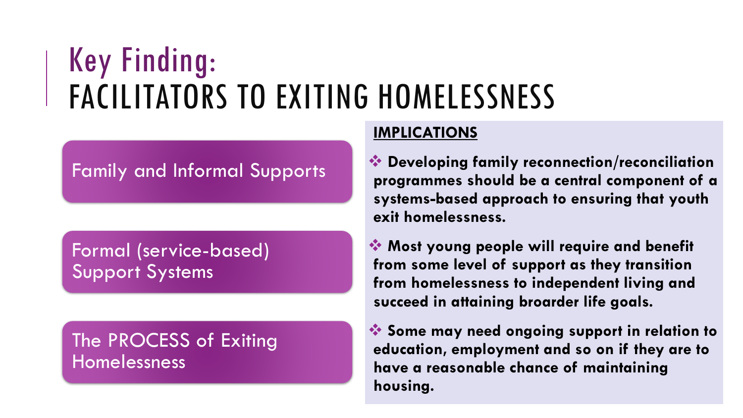# Key Finding:
# FACILITATORS TO EXITING HOMELESSNESS

- Family and Informal Supports
- Formal (service-based) Support Systems
- The PROCESS of Exiting Homelessness

**IMPLICATIONS**

- **Developing family reconnection/reconciliation programmes should be a central component of a systems-based approach to ensuring that youth exit homelessness.**
- **Most young people will require and benefit from some level of support as they transition from homelessness to independent living and succeed in attaining broarder life goals.**
- **Some may need ongoing support in relation to education, employment and so on if they are to have a reasonable chance of maintaining housing.**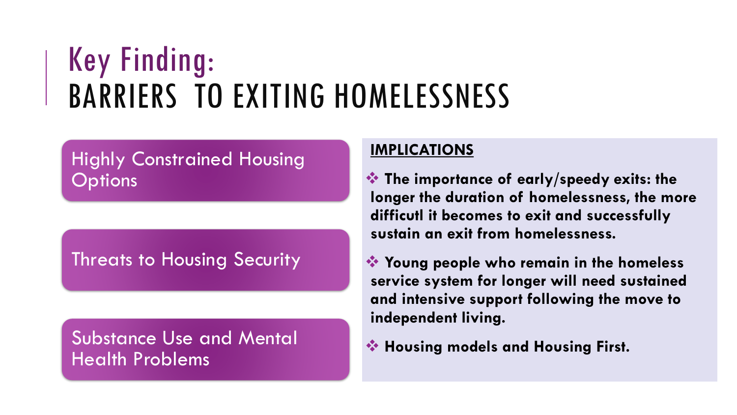# Key Finding:
# BARRIERS TO EXITING HOMELESSNESS

- Highly Constrained Housing Options
- Threats to Housing Security
- Substance Use and Mental Health Problems

**IMPLICATIONS**

- **The importance of early/speedy exits: the longer the duration of homelessness, the more difficutl it becomes to exit and successfully sustain an exit from homelessness.**
- **Young people who remain in the homeless service system for longer will need sustained and intensive support following the move to independent living.**
- **Housing models and Housing First.**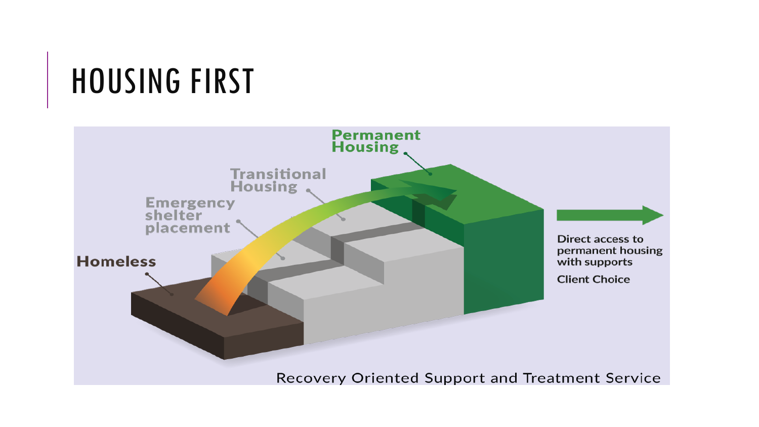# HOUSING FIRST

Permanent Housing

Transitional Housing

Emergency shelter placement

Homeless

Direct access to permanent housing with supports

Client Choice

Recovery Oriented Support and Treatment Service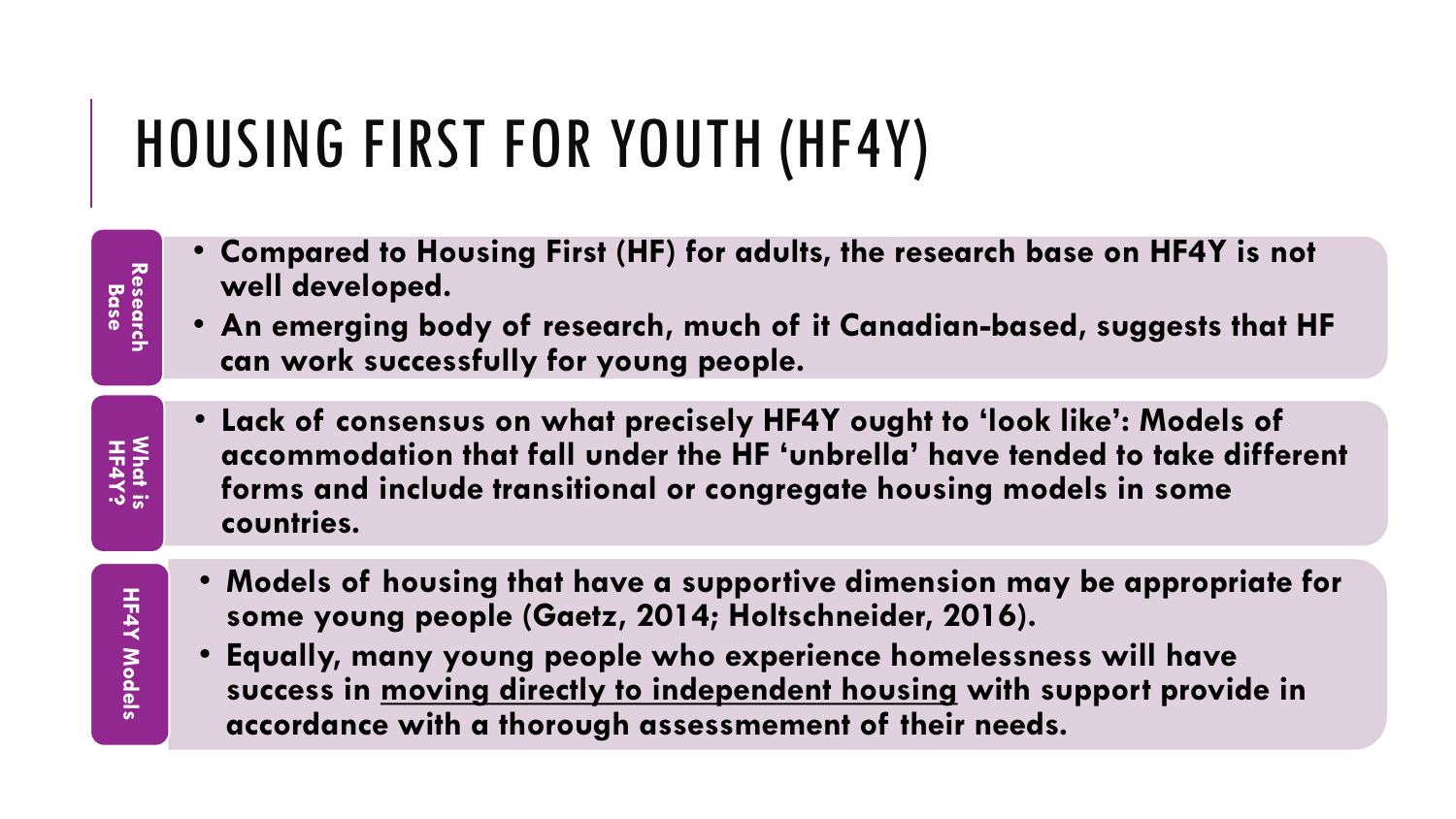# HOUSING FIRST FOR YOUTH (HF4Y)

**Research Base**

- **Compared to Housing First (HF) for adults, the research base on HF4Y is not well developed.**
- **An emerging body of research, much of it Canadian-based, suggests that HF can work successfully for young people.**

**What is HF4Y?**

- **Lack of consensus on what precisely HF4Y ought to 'look like': Models of accommodation that fall under the HF 'unbrella' have tended to take different forms and include transitional or congregate housing models in some countries.**

**HF4Y Models**

- **Models of housing that have a supportive dimension may be appropriate for some young people (Gaetz, 2014; Holtschneider, 2016).**
- **Equally, many young people who experience homelessness will have success in <u>moving directly to independent housing</u> with support provide in accordance with a thorough assessmement of their needs.**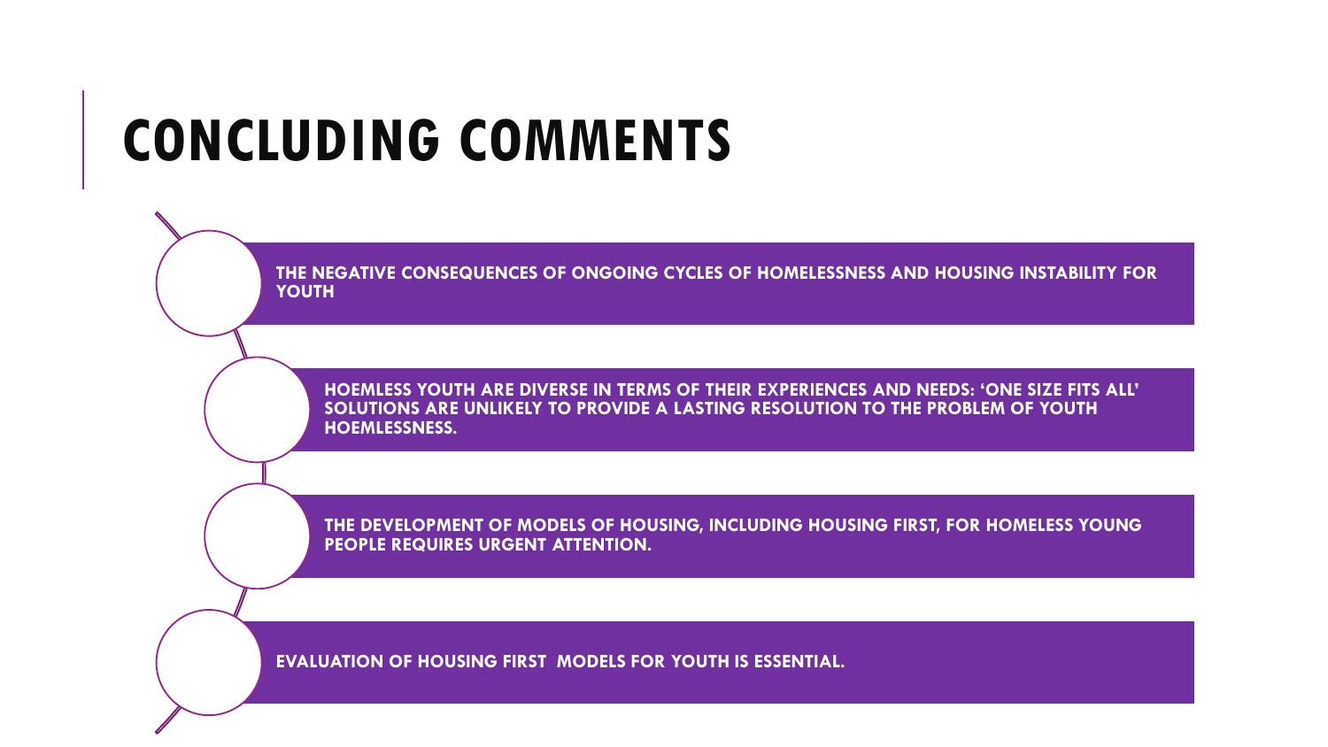# CONCLUDING COMMENTS

- THE NEGATIVE CONSEQUENCES OF ONGOING CYCLES OF HOMELESSNESS AND HOUSING INSTABILITY FOR YOUTH
- HOEMLESS YOUTH ARE DIVERSE IN TERMS OF THEIR EXPERIENCES AND NEEDS: 'ONE SIZE FITS ALL' SOLUTIONS ARE UNLIKELY TO PROVIDE A LASTING RESOLUTION TO THE PROBLEM OF YOUTH HOEMLESSNESS.
- THE DEVELOPMENT OF MODELS OF HOUSING, INCLUDING HOUSING FIRST, FOR HOMELESS YOUNG PEOPLE REQUIRES URGENT ATTENTION.
- EVALUATION OF HOUSING FIRST MODELS FOR YOUTH IS ESSENTIAL.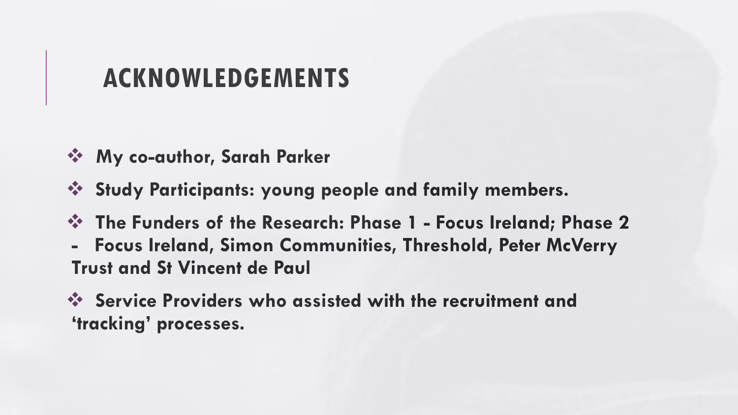## ACKNOWLEDGEMENTS

- **My co-author, Sarah Parker**
- **Study Participants: young people and family members.**
- **The Funders of the Research: Phase 1 - Focus Ireland; Phase 2 - Focus Ireland, Simon Communities, Threshold, Peter McVerry Trust and St Vincent de Paul**
- **Service Providers who assisted with the recruitment and 'tracking' processes.**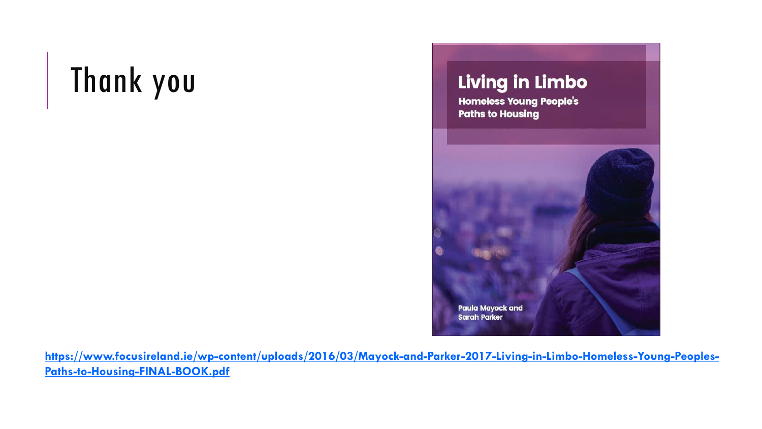# Thank you

Living in Limbo

Homeless Young People's Paths to Housing

Paula Mayock and Sarah Parker

https://www.focusireland.ie/wp-content/uploads/2016/03/Mayock-and-Parker-2017-Living-in-Limbo-Homeless-Young-Peoples-Paths-to-Housing-FINAL-BOOK.pdf